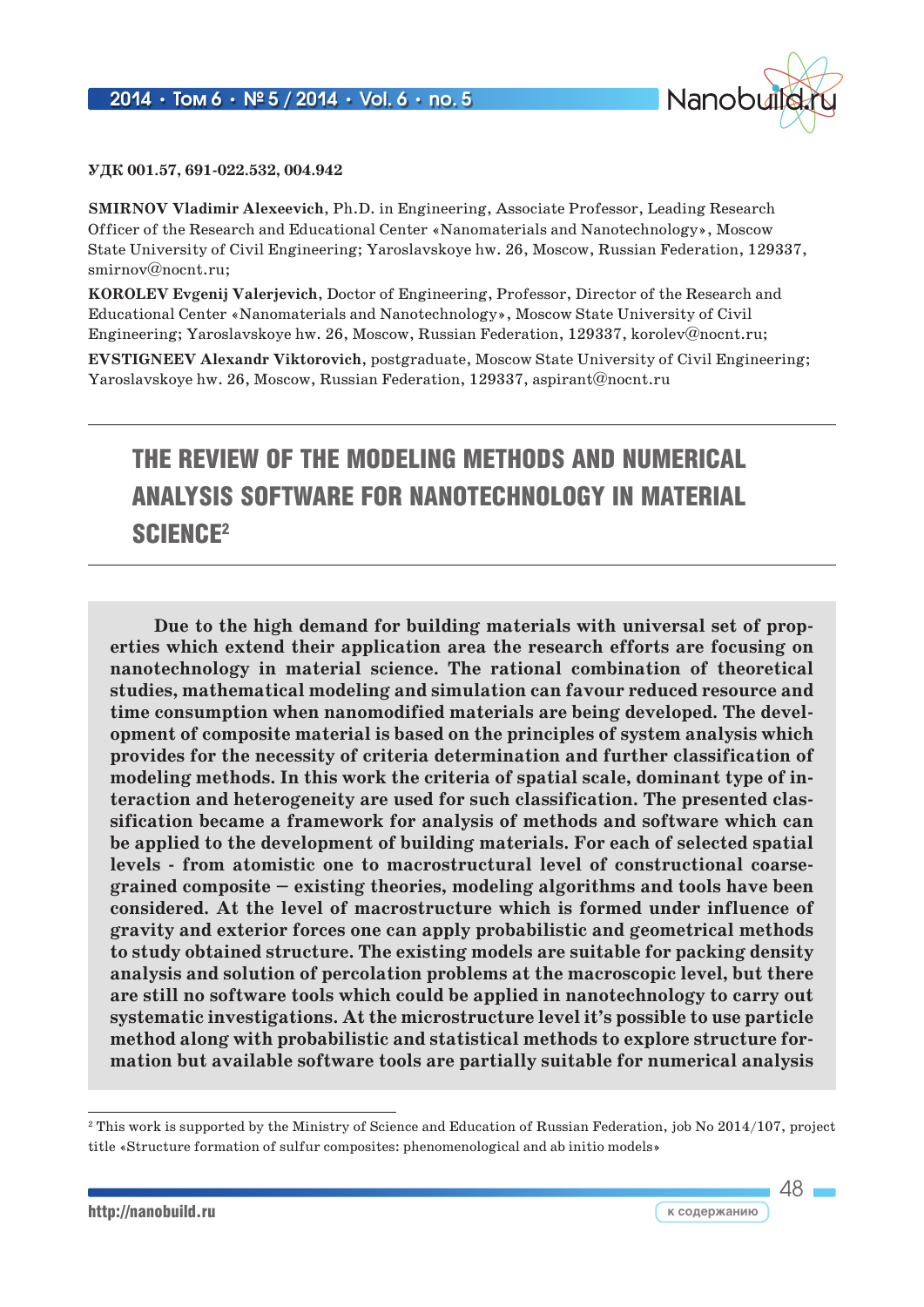УДК 001.57, 691-022.532, 004.942

**SMIRNOV Vladimir Alexeevich**, Ph.D. in Engineering, Associate Professor, Leading Research Officer of the Research and Educational Center «Nanomaterials and Nanotechnology», Moscow State University of Civil Engineering; Yaroslavskoye hw. 26, Moscow, Russian Federation, 129337, smirnov@nocnt.ru;

**KOROLEV Evgenij Valerjevich**, Doctor of Engineering, Professor, Director of the Research and Educational Center «Nanomaterials and Nanotechnology», Moscow State University of Civil Engineering; Yaroslavskoye hw. 26, Moscow, Russian Federation, 129337, korolev@nocnt.ru;

**EVSTIGNEEV Alexandr Viktorovich**, postgraduate, Moscow State University of Civil Engineering; Yaroslavskoye hw. 26, Moscow, Russian Federation, 129337, aspirant@nocnt.ru

# THE REVIEW OF THE MODELING METHODS AND NUMERICAL ANALYSIS SOFTWARE FOR NANOTECHNOLOGY IN MATERIAL SCIENCE[2]

**Due to the high demand for building materials with universal set of properties which extend their application area the research efforts are focusing on nanotechnology in material science. The rational combination of theoretical studies, mathematical modeling and simulation can favour reduced resource and time consumption when nanomodified materials are being developed. The development of composite material is based on the principles of system analysis which provides for the necessity of criteria determination and further classification of modeling methods. In this work the criteria of spatial scale, dominant type of interaction and heterogeneity are used for such classification. The presented classification became a framework for analysis of methods and software which can be applied to the development of building materials. For each of selected spatial levels - from atomistic one to macrostructural level of constructional coarse-grained composite – existing theories, modeling algorithms and tools have been considered. At the level of macrostructure which is formed under influence of gravity and exterior forces one can apply probabilistic and geometrical methods to study obtained structure. The existing models are suitable for packing density analysis and solution of percolation problems at the macroscopic level, but there are still no software tools which could be applied in nanotechnology to carry out systematic investigations. At the microstructure level it's possible to use particle method along with probabilistic and statistical methods to explore structure formation but available software tools are partially suitable for numerical analysis**

[2] This work is supported by the Ministry of Science and Education of Russian Federation, job No 2014/107, project title «Structure formation of sulfur composites: phenomenological and ab initio models»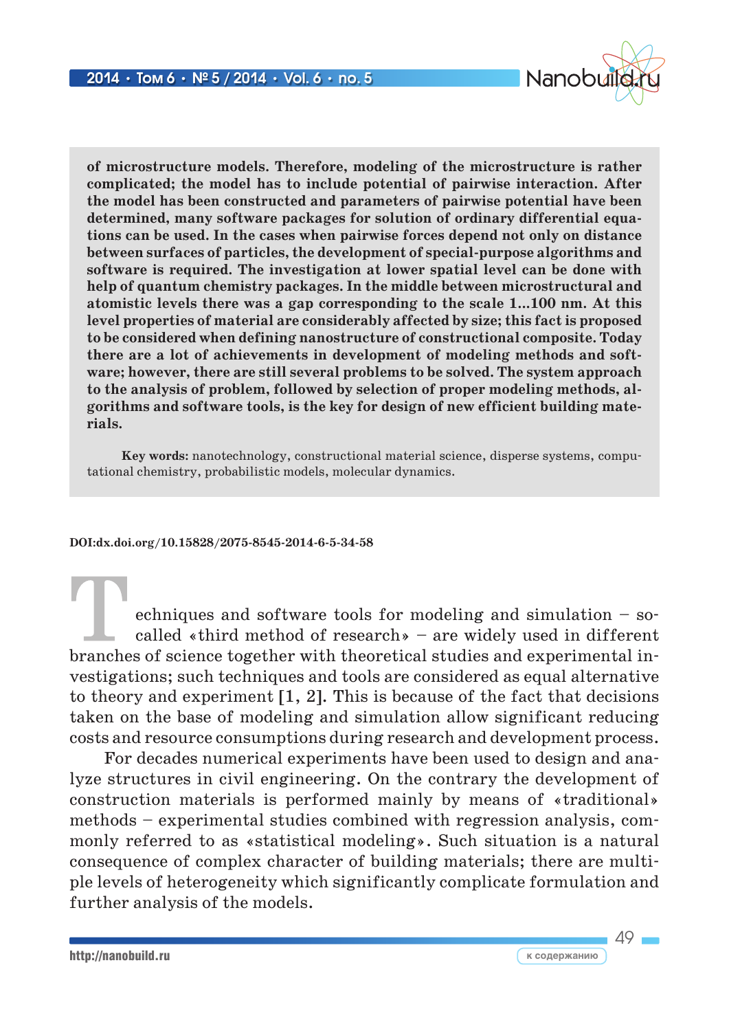**of microstructure models. Therefore, modeling of the microstructure is rather complicated; the model has to include potential of pairwise interaction. After the model has been constructed and parameters of pairwise potential have been determined, many software packages for solution of ordinary differential equations can be used. In the cases when pairwise forces depend not only on distance between surfaces of particles, the development of special-purpose algorithms and software is required. The investigation at lower spatial level can be done with help of quantum chemistry packages. In the middle between microstructural and atomistic levels there was a gap corresponding to the scale 1...100 nm. At this level properties of material are considerably affected by size; this fact is proposed to be considered when defining nanostructure of constructional composite. Today there are a lot of achievements in development of modeling methods and software; however, there are still several problems to be solved. The system approach to the analysis of problem, followed by selection of proper modeling methods, algorithms and software tools, is the key for design of new efficient building materials.**

**Key words:** nanotechnology, constructional material science, disperse systems, computational chemistry, probabilistic models, molecular dynamics.

**DOI:dx.doi.org/10.15828/2075-8545-2014-6-5-34-58**

Techniques and software tools for modeling and simulation – so-called «third method of research» – are widely used in different branches of science together with theoretical studies and experimental investigations; such techniques and tools are considered as equal alternative to theory and experiment [1, 2]. This is because of the fact that decisions taken on the base of modeling and simulation allow significant reducing costs and resource consumptions during research and development process.

For decades numerical experiments have been used to design and analyze structures in civil engineering. On the contrary the development of construction materials is performed mainly by means of «traditional» methods – experimental studies combined with regression analysis, commonly referred to as «statistical modeling». Such situation is a natural consequence of complex character of building materials; there are multiple levels of heterogeneity which significantly complicate formulation and further analysis of the models.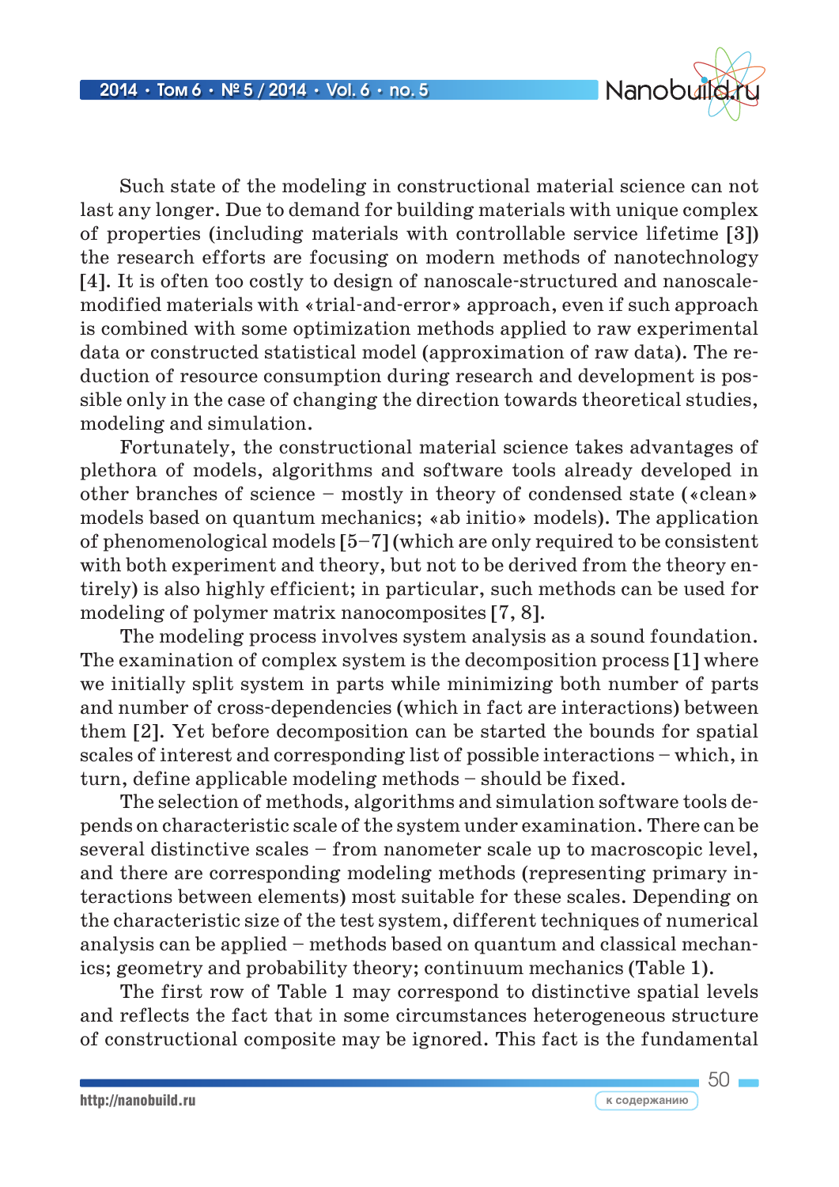Such state of the modeling in constructional material science can not last any longer. Due to demand for building materials with unique complex of properties (including materials with controllable service lifetime [3]) the research efforts are focusing on modern methods of nanotechnology [4]. It is often too costly to design of nanoscale-structured and nanoscale-modified materials with «trial-and-error» approach, even if such approach is combined with some optimization methods applied to raw experimental data or constructed statistical model (approximation of raw data). The reduction of resource consumption during research and development is possible only in the case of changing the direction towards theoretical studies, modeling and simulation.

Fortunately, the constructional material science takes advantages of plethora of models, algorithms and software tools already developed in other branches of science – mostly in theory of condensed state («clean» models based on quantum mechanics; «ab initio» models). The application of phenomenological models [5–7] (which are only required to be consistent with both experiment and theory, but not to be derived from the theory entirely) is also highly efficient; in particular, such methods can be used for modeling of polymer matrix nanocomposites [7, 8].

The modeling process involves system analysis as a sound foundation. The examination of complex system is the decomposition process [1] where we initially split system in parts while minimizing both number of parts and number of cross-dependencies (which in fact are interactions) between them [2]. Yet before decomposition can be started the bounds for spatial scales of interest and corresponding list of possible interactions – which, in turn, define applicable modeling methods – should be fixed.

The selection of methods, algorithms and simulation software tools depends on characteristic scale of the system under examination. There can be several distinctive scales – from nanometer scale up to macroscopic level, and there are corresponding modeling methods (representing primary interactions between elements) most suitable for these scales. Depending on the characteristic size of the test system, different techniques of numerical analysis can be applied – methods based on quantum and classical mechanics; geometry and probability theory; continuum mechanics (Table 1).

The first row of Table 1 may correspond to distinctive spatial levels and reflects the fact that in some circumstances heterogeneous structure of constructional composite may be ignored. This fact is the fundamental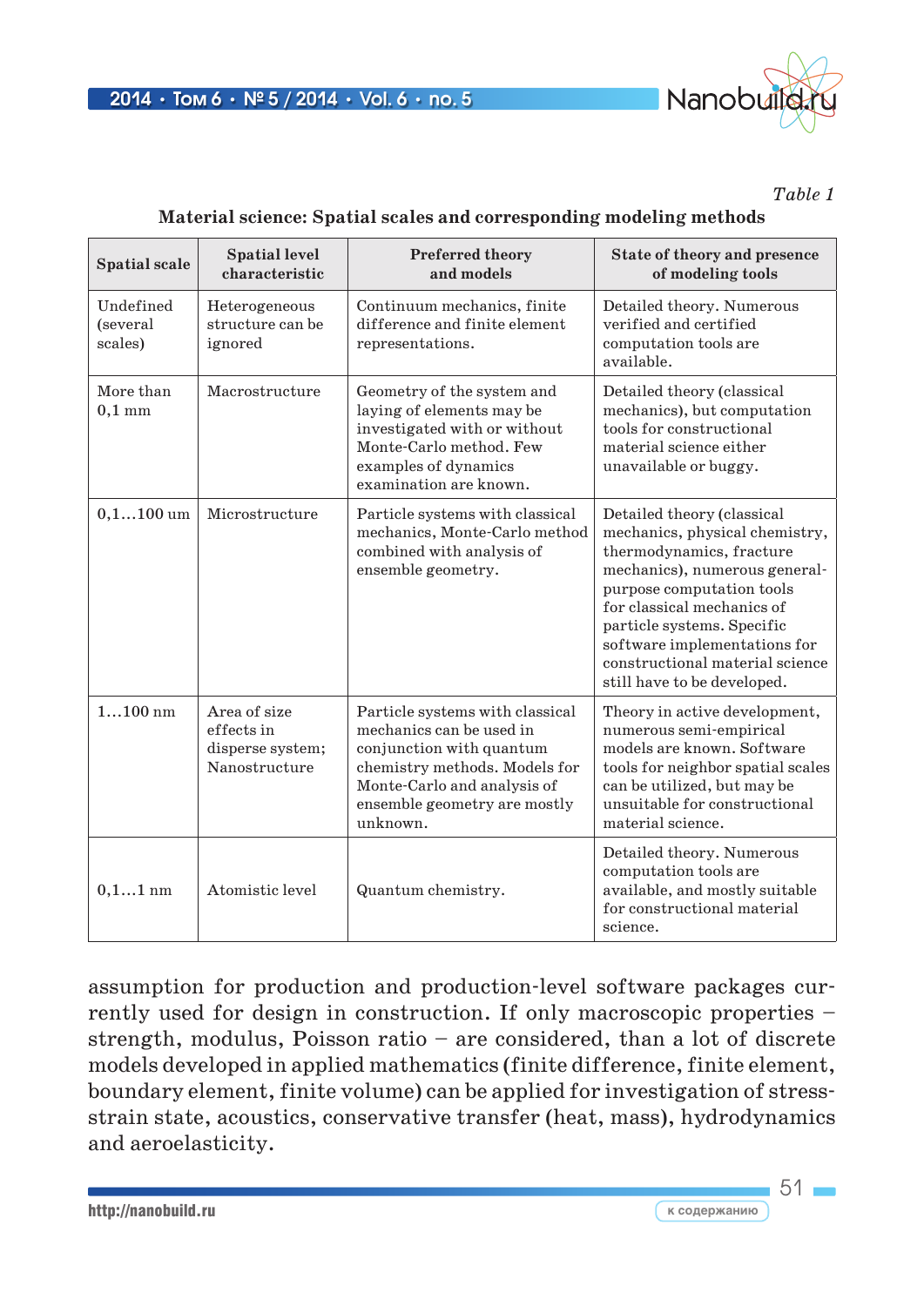*Table 1*

**Material science: Spatial scales and corresponding modeling methods**

| Spatial scale | Spatial level characteristic | Preferred theory and models | State of theory and presence of modeling tools |
|---|---|---|---|
| Undefined (several scales) | Heterogeneous structure can be ignored | Continuum mechanics, finite difference and finite element representations. | Detailed theory. Numerous verified and certified computation tools are available. |
| More than 0,1 mm | Macrostructure | Geometry of the system and laying of elements may be investigated with or without Monte-Carlo method. Few examples of dynamics examination are known. | Detailed theory (classical mechanics), but computation tools for constructional material science either unavailable or buggy. |
| 0,1…100 um | Microstructure | Particle systems with classical mechanics, Monte-Carlo method combined with analysis of ensemble geometry. | Detailed theory (classical mechanics, physical chemistry, thermodynamics, fracture mechanics), numerous general-purpose computation tools for classical mechanics of particle systems. Specific software implementations for constructional material science still have to be developed. |
| 1…100 nm | Area of size effects in disperse system; Nanostructure | Particle systems with classical mechanics can be used in conjunction with quantum chemistry methods. Models for Monte-Carlo and analysis of ensemble geometry are mostly unknown. | Theory in active development, numerous semi-empirical models are known. Software tools for neighbor spatial scales can be utilized, but may be unsuitable for constructional material science. |
| 0,1…1 nm | Atomistic level | Quantum chemistry. | Detailed theory. Numerous computation tools are available, and mostly suitable for constructional material science. |

assumption for production and production-level software packages currently used for design in construction. If only macroscopic properties – strength, modulus, Poisson ratio – are considered, than a lot of discrete models developed in applied mathematics (finite difference, finite element, boundary element, finite volume) can be applied for investigation of stress-strain state, acoustics, conservative transfer (heat, mass), hydrodynamics and aeroelasticity.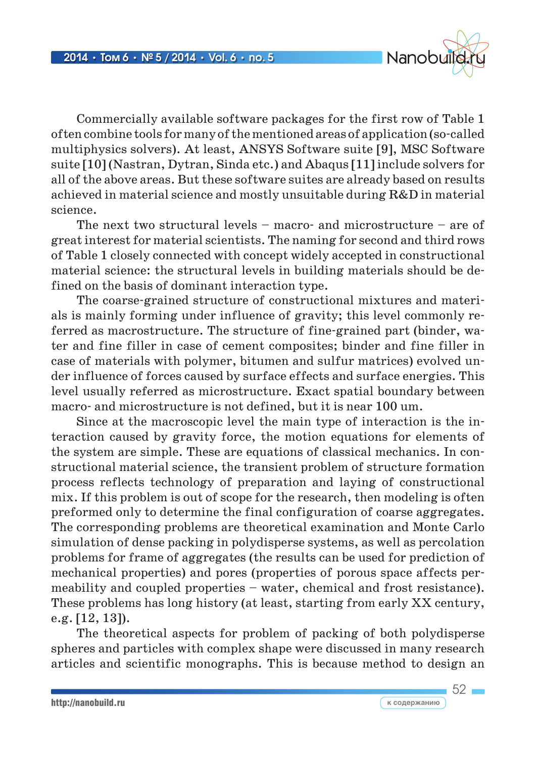Commercially available software packages for the first row of Table 1 often combine tools for many of the mentioned areas of application (so-called multiphysics solvers). At least, ANSYS Software suite [9], MSC Software suite [10] (Nastran, Dytran, Sinda etc.) and Abaqus [11] include solvers for all of the above areas. But these software suites are already based on results achieved in material science and mostly unsuitable during R&D in material science.

The next two structural levels – macro- and microstructure – are of great interest for material scientists. The naming for second and third rows of Table 1 closely connected with concept widely accepted in constructional material science: the structural levels in building materials should be defined on the basis of dominant interaction type.

The coarse-grained structure of constructional mixtures and materials is mainly forming under influence of gravity; this level commonly referred as macrostructure. The structure of fine-grained part (binder, water and fine filler in case of cement composites; binder and fine filler in case of materials with polymer, bitumen and sulfur matrices) evolved under influence of forces caused by surface effects and surface energies. This level usually referred as microstructure. Exact spatial boundary between macro- and microstructure is not defined, but it is near 100 um.

Since at the macroscopic level the main type of interaction is the interaction caused by gravity force, the motion equations for elements of the system are simple. These are equations of classical mechanics. In constructional material science, the transient problem of structure formation process reflects technology of preparation and laying of constructional mix. If this problem is out of scope for the research, then modeling is often preformed only to determine the final configuration of coarse aggregates. The corresponding problems are theoretical examination and Monte Carlo simulation of dense packing in polydisperse systems, as well as percolation problems for frame of aggregates (the results can be used for prediction of mechanical properties) and pores (properties of porous space affects permeability and coupled properties – water, chemical and frost resistance). These problems has long history (at least, starting from early XX century, e.g. [12, 13]).

The theoretical aspects for problem of packing of both polydisperse spheres and particles with complex shape were discussed in many research articles and scientific monographs. This is because method to design an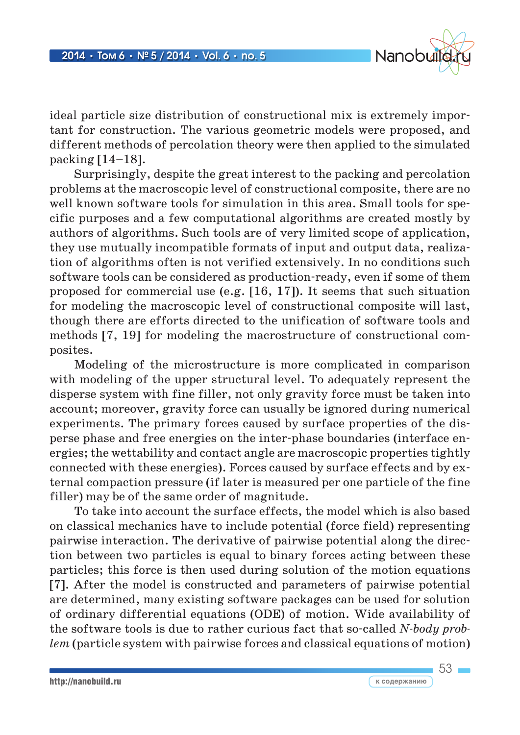ideal particle size distribution of constructional mix is extremely important for construction. The various geometric models were proposed, and different methods of percolation theory were then applied to the simulated packing [14–18].

Surprisingly, despite the great interest to the packing and percolation problems at the macroscopic level of constructional composite, there are no well known software tools for simulation in this area. Small tools for specific purposes and a few computational algorithms are created mostly by authors of algorithms. Such tools are of very limited scope of application, they use mutually incompatible formats of input and output data, realization of algorithms often is not verified extensively. In no conditions such software tools can be considered as production-ready, even if some of them proposed for commercial use (e.g. [16, 17]). It seems that such situation for modeling the macroscopic level of constructional composite will last, though there are efforts directed to the unification of software tools and methods [7, 19] for modeling the macrostructure of constructional composites.

Modeling of the microstructure is more complicated in comparison with modeling of the upper structural level. To adequately represent the disperse system with fine filler, not only gravity force must be taken into account; moreover, gravity force can usually be ignored during numerical experiments. The primary forces caused by surface properties of the disperse phase and free energies on the inter-phase boundaries (interface energies; the wettability and contact angle are macroscopic properties tightly connected with these energies). Forces caused by surface effects and by external compaction pressure (if later is measured per one particle of the fine filler) may be of the same order of magnitude.

To take into account the surface effects, the model which is also based on classical mechanics have to include potential (force field) representing pairwise interaction. The derivative of pairwise potential along the direction between two particles is equal to binary forces acting between these particles; this force is then used during solution of the motion equations [7]. After the model is constructed and parameters of pairwise potential are determined, many existing software packages can be used for solution of ordinary differential equations (ODE) of motion. Wide availability of the software tools is due to rather curious fact that so-called *N-body problem* (particle system with pairwise forces and classical equations of motion)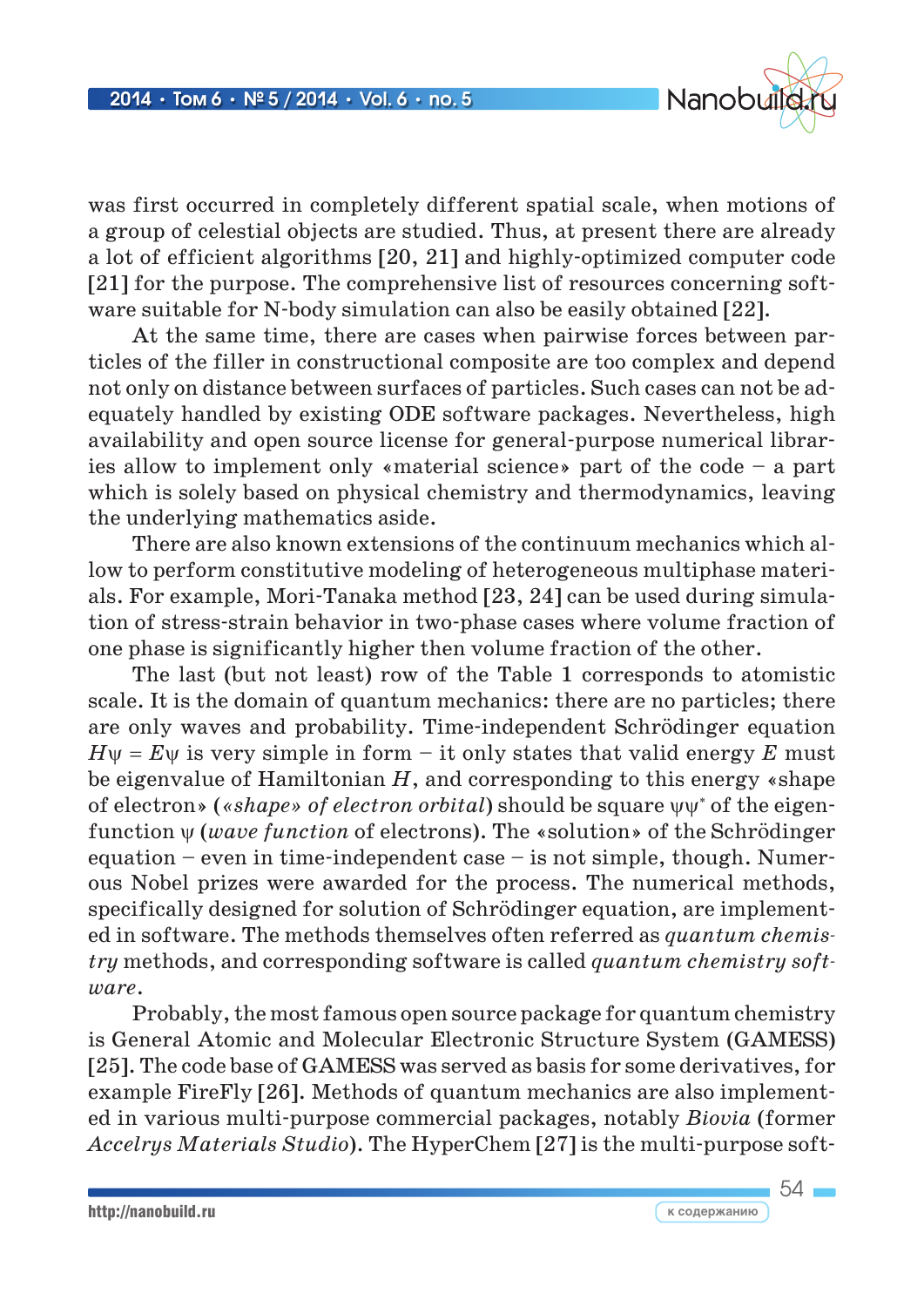was first occurred in completely different spatial scale, when motions of a group of celestial objects are studied. Thus, at present there are already a lot of efficient algorithms [20, 21] and highly-optimized computer code [21] for the purpose. The comprehensive list of resources concerning software suitable for N-body simulation can also be easily obtained [22].

At the same time, there are cases when pairwise forces between particles of the filler in constructional composite are too complex and depend not only on distance between surfaces of particles. Such cases can not be adequately handled by existing ODE software packages. Nevertheless, high availability and open source license for general-purpose numerical libraries allow to implement only «material science» part of the code – a part which is solely based on physical chemistry and thermodynamics, leaving the underlying mathematics aside.

There are also known extensions of the continuum mechanics which allow to perform constitutive modeling of heterogeneous multiphase materials. For example, Mori-Tanaka method [23, 24] can be used during simulation of stress-strain behavior in two-phase cases where volume fraction of one phase is significantly higher then volume fraction of the other.

The last (but not least) row of the Table 1 corresponds to atomistic scale. It is the domain of quantum mechanics: there are no particles; there are only waves and probability. Time-independent Schrödinger equation $H\psi = E\psi$ is very simple in form – it only states that valid energy $E$ must be eigenvalue of Hamiltonian $H$, and corresponding to this energy «shape of electron» (*«shape» of electron orbital*) should be square $\psi\psi^*$ of the eigenfunction $\psi$ (*wave function* of electrons). The «solution» of the Schrödinger equation – even in time-independent case – is not simple, though. Numerous Nobel prizes were awarded for the process. The numerical methods, specifically designed for solution of Schrödinger equation, are implemented in software. The methods themselves often referred as *quantum chemistry* methods, and corresponding software is called *quantum chemistry software*.

Probably, the most famous open source package for quantum chemistry is General Atomic and Molecular Electronic Structure System (GAMESS) [25]. The code base of GAMESS was served as basis for some derivatives, for example FireFly [26]. Methods of quantum mechanics are also implemented in various multi-purpose commercial packages, notably *Biovia* (former *Accelrys Materials Studio*). The HyperChem [27] is the multi-purpose soft-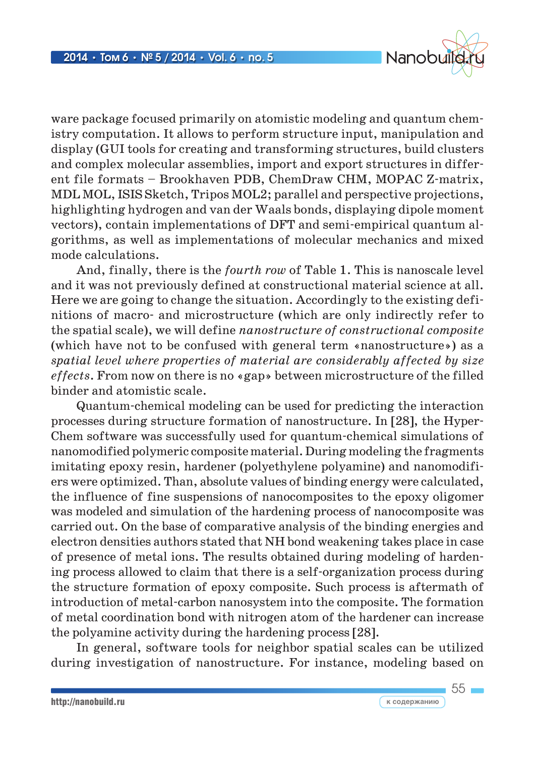ware package focused primarily on atomistic modeling and quantum chemistry computation. It allows to perform structure input, manipulation and display (GUI tools for creating and transforming structures, build clusters and complex molecular assemblies, import and export structures in different file formats – Brookhaven PDB, ChemDraw CHM, MOPAC Z-matrix, MDL MOL, ISIS Sketch, Tripos MOL2; parallel and perspective projections, highlighting hydrogen and van der Waals bonds, displaying dipole moment vectors), contain implementations of DFT and semi-empirical quantum algorithms, as well as implementations of molecular mechanics and mixed mode calculations.

And, finally, there is the *fourth row* of Table 1. This is nanoscale level and it was not previously defined at constructional material science at all. Here we are going to change the situation. Accordingly to the existing definitions of macro- and microstructure (which are only indirectly refer to the spatial scale), we will define *nanostructure of constructional composite* (which have not to be confused with general term «nanostructure») as a *spatial level where properties of material are considerably affected by size effects*. From now on there is no «gap» between microstructure of the filled binder and atomistic scale.

Quantum-chemical modeling can be used for predicting the interaction processes during structure formation of nanostructure. In [28], the HyperChem software was successfully used for quantum-chemical simulations of nanomodified polymeric composite material. During modeling the fragments imitating epoxy resin, hardener (polyethylene polyamine) and nanomodifiers were optimized. Than, absolute values of binding energy were calculated, the influence of fine suspensions of nanocomposites to the epoxy oligomer was modeled and simulation of the hardening process of nanocomposite was carried out. On the base of comparative analysis of the binding energies and electron densities authors stated that NH bond weakening takes place in case of presence of metal ions. The results obtained during modeling of hardening process allowed to claim that there is a self-organization process during the structure formation of epoxy composite. Such process is aftermath of introduction of metal-carbon nanosystem into the composite. The formation of metal coordination bond with nitrogen atom of the hardener can increase the polyamine activity during the hardening process [28].

In general, software tools for neighbor spatial scales can be utilized during investigation of nanostructure. For instance, modeling based on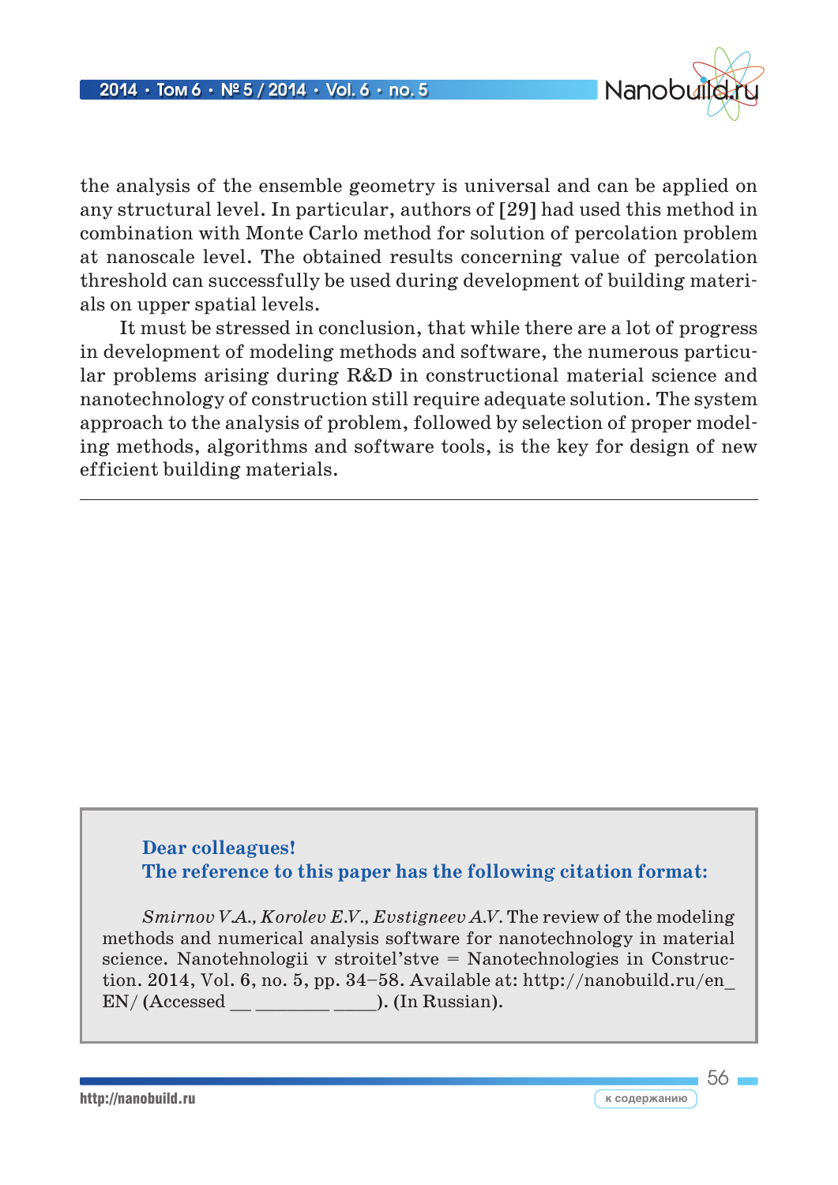the analysis of the ensemble geometry is universal and can be applied on any structural level. In particular, authors of [29] had used this method in combination with Monte Carlo method for solution of percolation problem at nanoscale level. The obtained results concerning value of percolation threshold can successfully be used during development of building materials on upper spatial levels.

It must be stressed in conclusion, that while there are a lot of progress in development of modeling methods and software, the numerous particular problems arising during R&D in constructional material science and nanotechnology of construction still require adequate solution. The system approach to the analysis of problem, followed by selection of proper modeling methods, algorithms and software tools, is the key for design of new efficient building materials.

---

**Dear colleagues!**
**The reference to this paper has the following citation format:**

*Smirnov V.A., Korolev E.V., Evstigneev A.V.* The review of the modeling methods and numerical analysis software for nanotechnology in material science. Nanotehnologii v stroitel'stve = Nanotechnologies in Construction. 2014, Vol. 6, no. 5, pp. 34–58. Available at: http://nanobuild.ru/en_EN/ (Accessed __ ________ _____). (In Russian).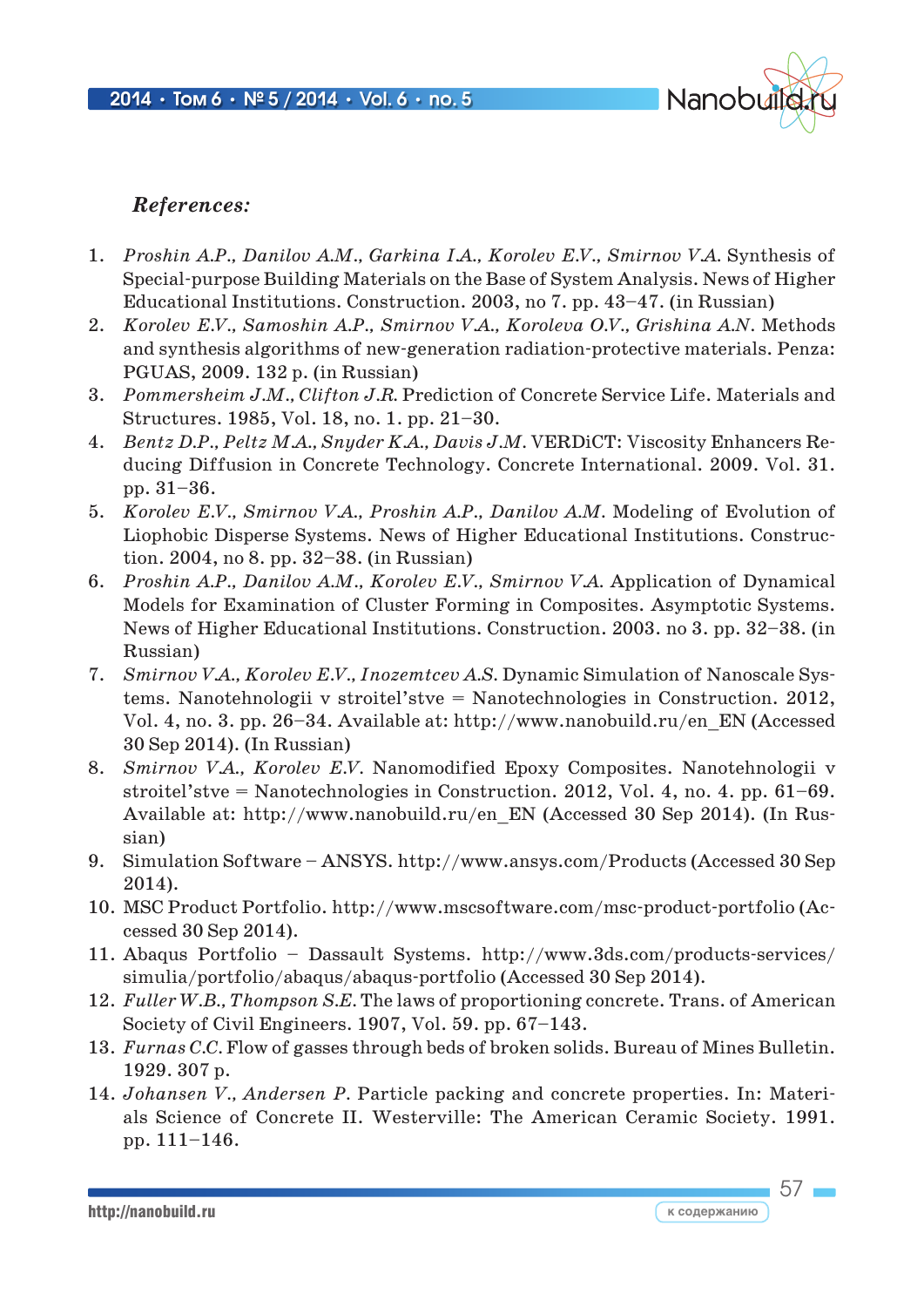*References:*

1. *Proshin A.P., Danilov A.M., Garkina I.A., Korolev E.V., Smirnov V.A.* Synthesis of Special-purpose Building Materials on the Base of System Analysis. News of Higher Educational Institutions. Construction. 2003, no 7. pp. 43–47. (in Russian)
2. *Korolev E.V., Samoshin A.P., Smirnov V.A., Koroleva O.V., Grishina A.N.* Methods and synthesis algorithms of new-generation radiation-protective materials. Penza: PGUAS, 2009. 132 p. (in Russian)
3. *Pommersheim J.M., Clifton J.R.* Prediction of Concrete Service Life. Materials and Structures. 1985, Vol. 18, no. 1. pp. 21–30.
4. *Bentz D.P., Peltz M.A., Snyder K.A., Davis J.M.* VERDiCT: Viscosity Enhancers Reducing Diffusion in Concrete Technology. Concrete International. 2009. Vol. 31. pp. 31–36.
5. *Korolev E.V., Smirnov V.A., Proshin A.P., Danilov A.M.* Modeling of Evolution of Liophobic Disperse Systems. News of Higher Educational Institutions. Construction. 2004, no 8. pp. 32–38. (in Russian)
6. *Proshin A.P., Danilov A.M., Korolev E.V., Smirnov V.A.* Application of Dynamical Models for Examination of Cluster Forming in Composites. Asymptotic Systems. News of Higher Educational Institutions. Construction. 2003. no 3. pp. 32–38. (in Russian)
7. *Smirnov V.A., Korolev E.V., Inozemtcev A.S.* Dynamic Simulation of Nanoscale Systems. Nanotehnologii v stroitel'stve = Nanotechnologies in Construction. 2012, Vol. 4, no. 3. pp. 26–34. Available at: http://www.nanobuild.ru/en_EN (Accessed 30 Sep 2014). (In Russian)
8. *Smirnov V.A., Korolev E.V.* Nanomodified Epoxy Composites. Nanotehnologii v stroitel'stve = Nanotechnologies in Construction. 2012, Vol. 4, no. 4. pp. 61–69. Available at: http://www.nanobuild.ru/en_EN (Accessed 30 Sep 2014). (In Russian)
9. Simulation Software – ANSYS. http://www.ansys.com/Products (Accessed 30 Sep 2014).
10. MSC Product Portfolio. http://www.mscsoftware.com/msc-product-portfolio (Accessed 30 Sep 2014).
11. Abaqus Portfolio – Dassault Systems. http://www.3ds.com/products-services/simulia/portfolio/abaqus/abaqus-portfolio (Accessed 30 Sep 2014).
12. *Fuller W.B., Thompson S.E.* The laws of proportioning concrete. Trans. of American Society of Civil Engineers. 1907, Vol. 59. pp. 67–143.
13. *Furnas C.C.* Flow of gasses through beds of broken solids. Bureau of Mines Bulletin. 1929. 307 p.
14. *Johansen V., Andersen P.* Particle packing and concrete properties. In: Materials Science of Concrete II. Westerville: The American Ceramic Society. 1991. pp. 111–146.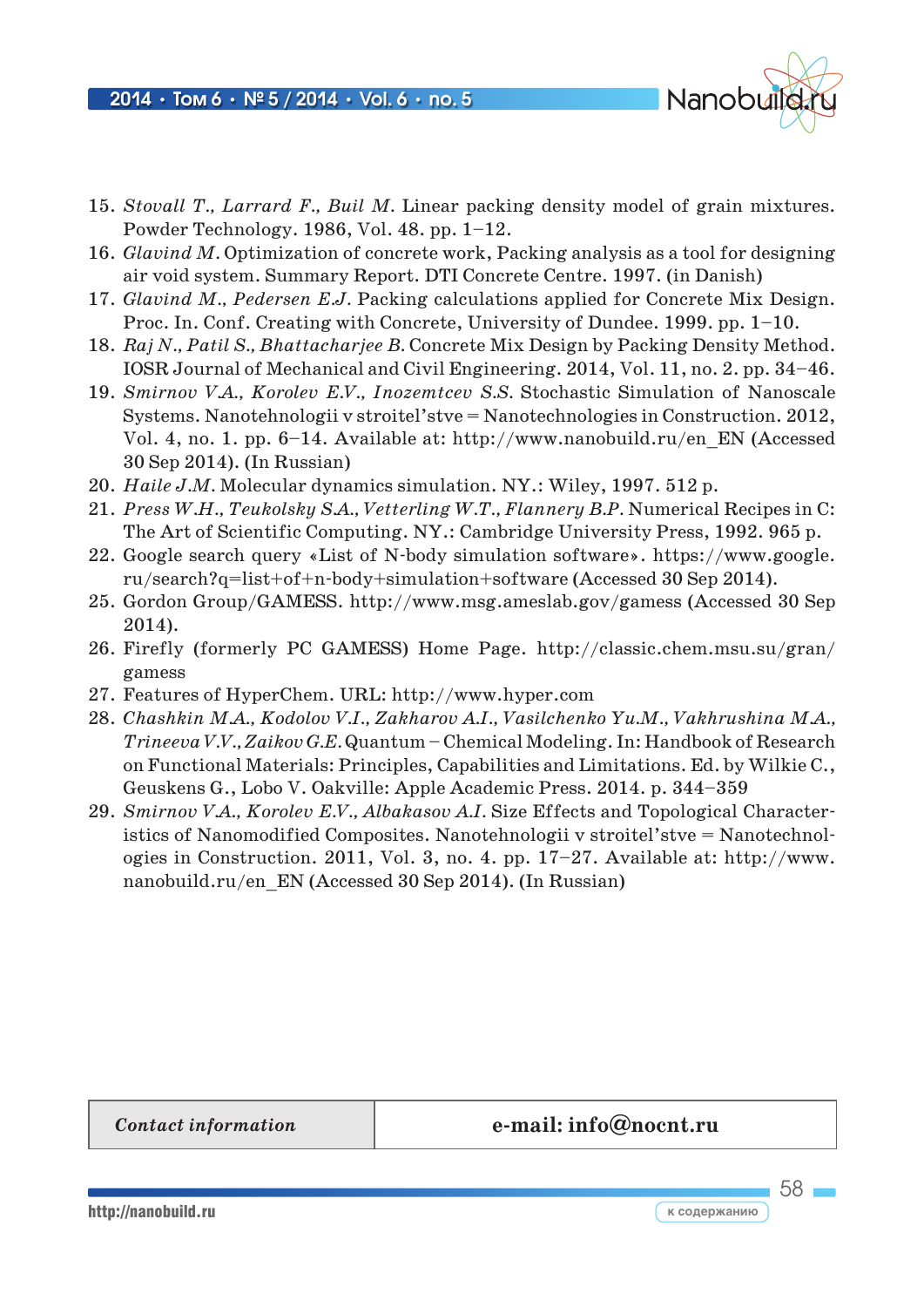15. *Stovall T., Larrard F., Buil M.* Linear packing density model of grain mixtures. Powder Technology. 1986, Vol. 48. pp. 1–12.
16. *Glavind M.* Optimization of concrete work, Packing analysis as a tool for designing air void system. Summary Report. DTI Concrete Centre. 1997. (in Danish)
17. *Glavind M., Pedersen E.J.* Packing calculations applied for Concrete Mix Design. Proc. In. Conf. Creating with Concrete, University of Dundee. 1999. pp. 1–10.
18. *Raj N., Patil S., Bhattacharjee B.* Concrete Mix Design by Packing Density Method. IOSR Journal of Mechanical and Civil Engineering. 2014, Vol. 11, no. 2. pp. 34–46.
19. *Smirnov V.A., Korolev E.V., Inozemtcev S.S.* Stochastic Simulation of Nanoscale Systems. Nanotehnologii v stroitel'stve = Nanotechnologies in Construction. 2012, Vol. 4, no. 1. pp. 6–14. Available at: http://www.nanobuild.ru/en_EN (Accessed 30 Sep 2014). (In Russian)
20. *Haile J.M.* Molecular dynamics simulation. NY.: Wiley, 1997. 512 p.
21. *Press W.H., Teukolsky S.A., Vetterling W.T., Flannery B.P.* Numerical Recipes in C: The Art of Scientific Computing. NY.: Cambridge University Press, 1992. 965 p.
22. Google search query «List of N-body simulation software». https://www.google.ru/search?q=list+of+n-body+simulation+software (Accessed 30 Sep 2014).
25. Gordon Group/GAMESS. http://www.msg.ameslab.gov/gamess (Accessed 30 Sep 2014).
26. Firefly (formerly PC GAMESS) Home Page. http://classic.chem.msu.su/gran/gamess
27. Features of HyperChem. URL: http://www.hyper.com
28. *Chashkin M.A., Kodolov V.I., Zakharov A.I., Vasilchenko Yu.M., Vakhrushina M.A., Trineeva V.V., Zaikov G.E.* Quantum – Chemical Modeling. In: Handbook of Research on Functional Materials: Principles, Capabilities and Limitations. Ed. by Wilkie C., Geuskens G., Lobo V. Oakville: Apple Academic Press. 2014. p. 344–359
29. *Smirnov V.A., Korolev E.V., Albakasov A.I.* Size Effects and Topological Characteristics of Nanomodified Composites. Nanotehnologii v stroitel'stve = Nanotechnologies in Construction. 2011, Vol. 3, no. 4. pp. 17–27. Available at: http://www.nanobuild.ru/en_EN (Accessed 30 Sep 2014). (In Russian)

| | |
|---|---|
| *Contact information* | **e-mail: info@nocnt.ru** |